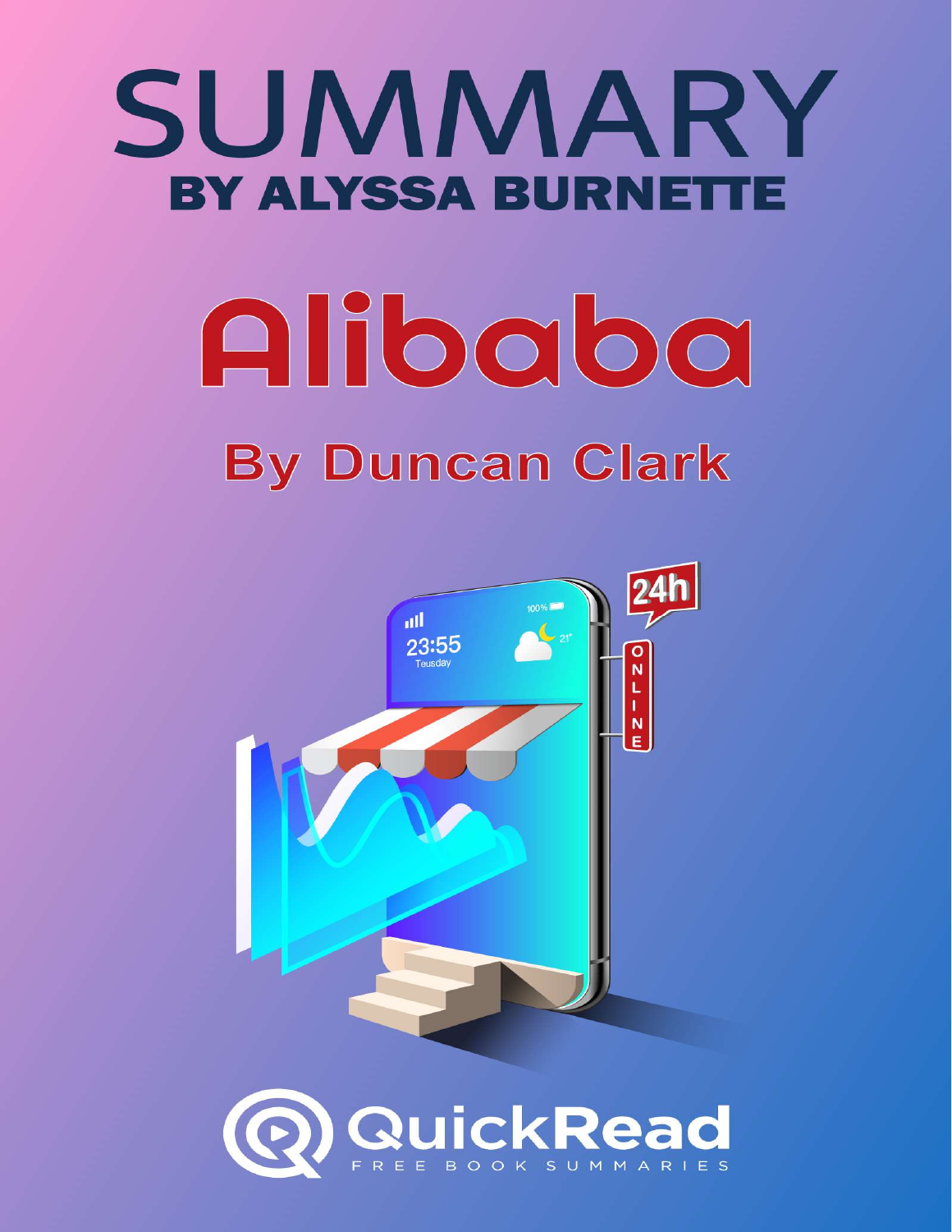# SUMMARY

## BY ALYSSA BURNETTE

# Alibaba

## By Duncan Clark

QuickRead

FREE BOOK SUMMARIES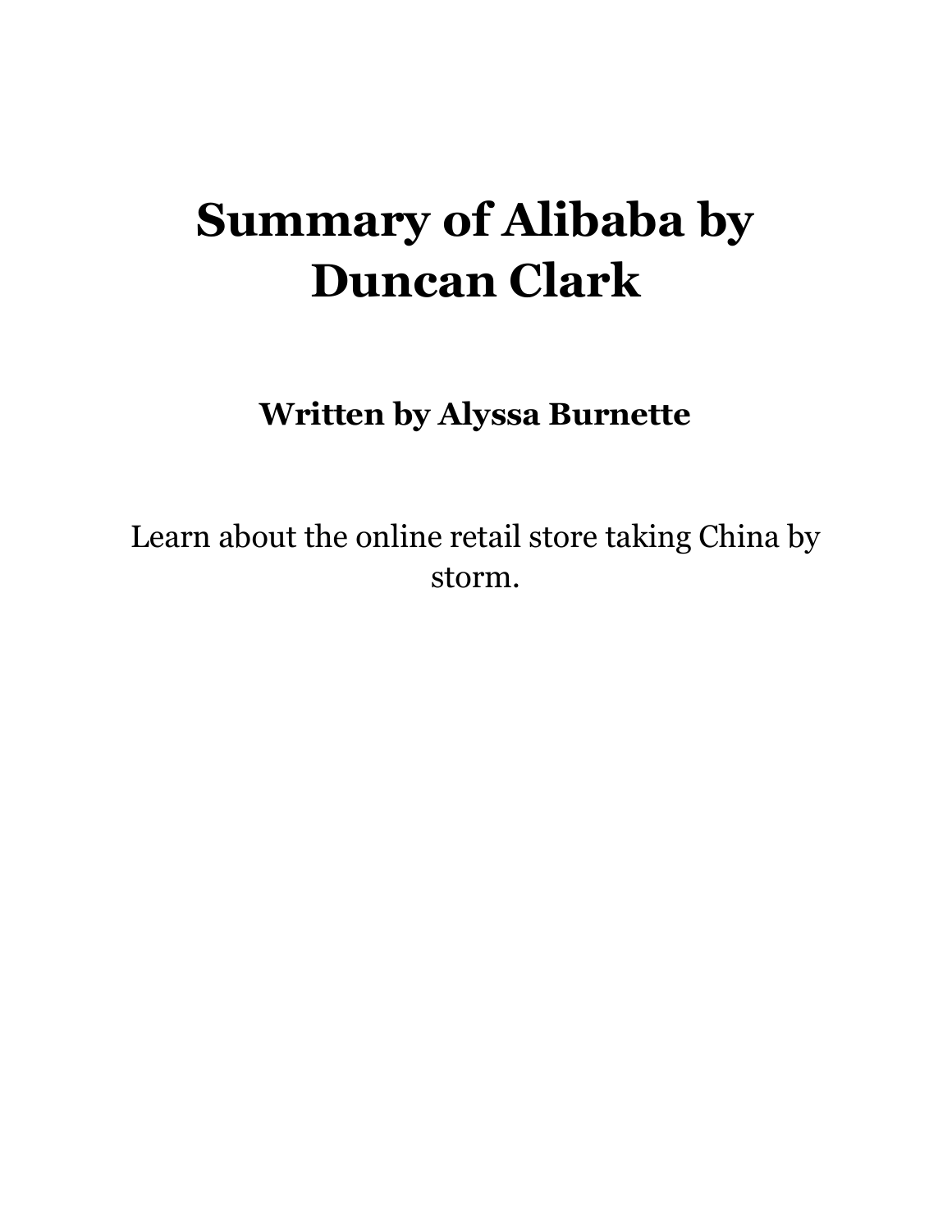# Summary of Alibaba by Duncan Clark

### Written by Alyssa Burnette

Learn about the online retail store taking China by storm.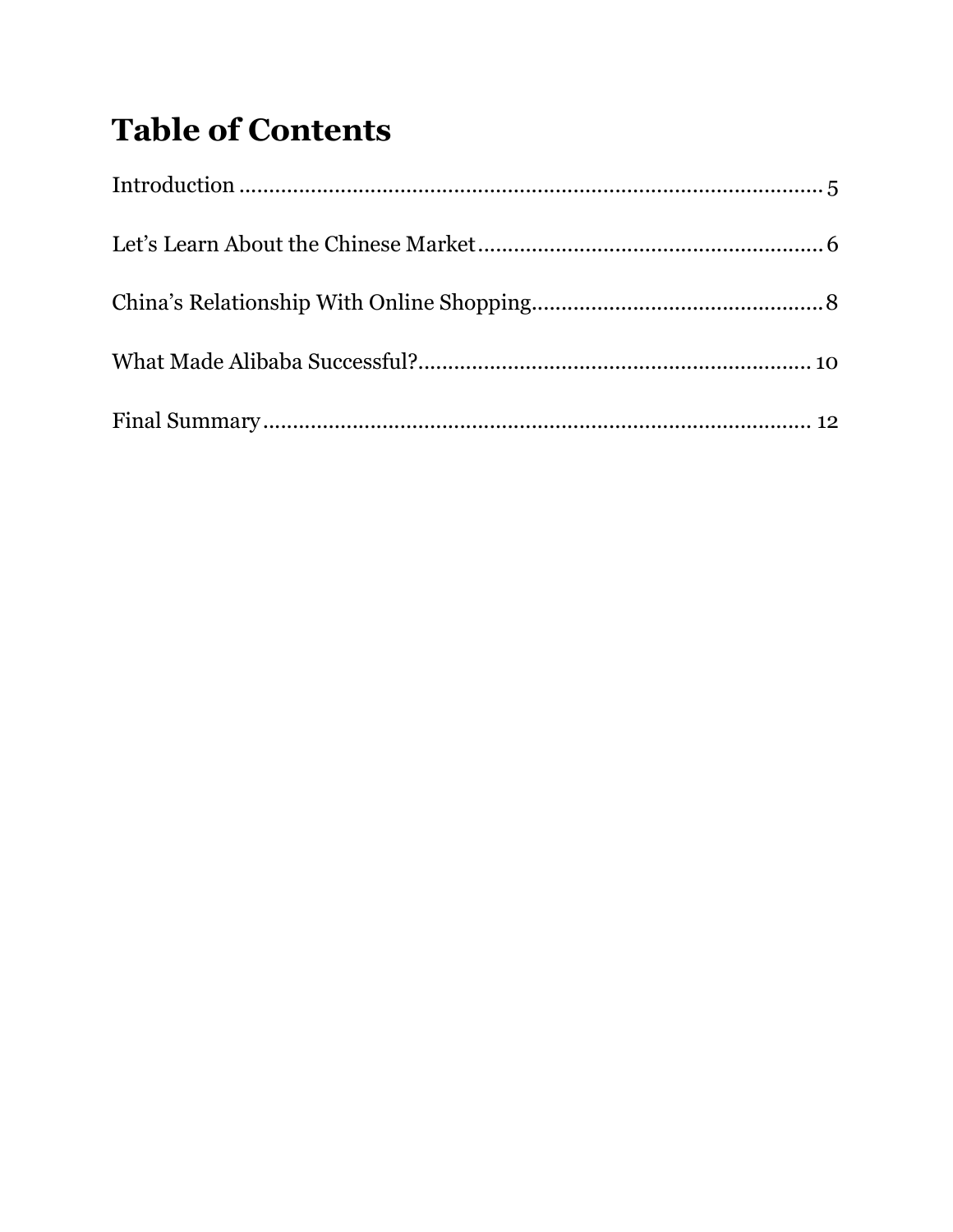# Table of Contents

Introduction ..... 5

Let's Learn About the Chinese Market ..... 6

China's Relationship With Online Shopping ..... 8

What Made Alibaba Successful? ..... 10

Final Summary ..... 12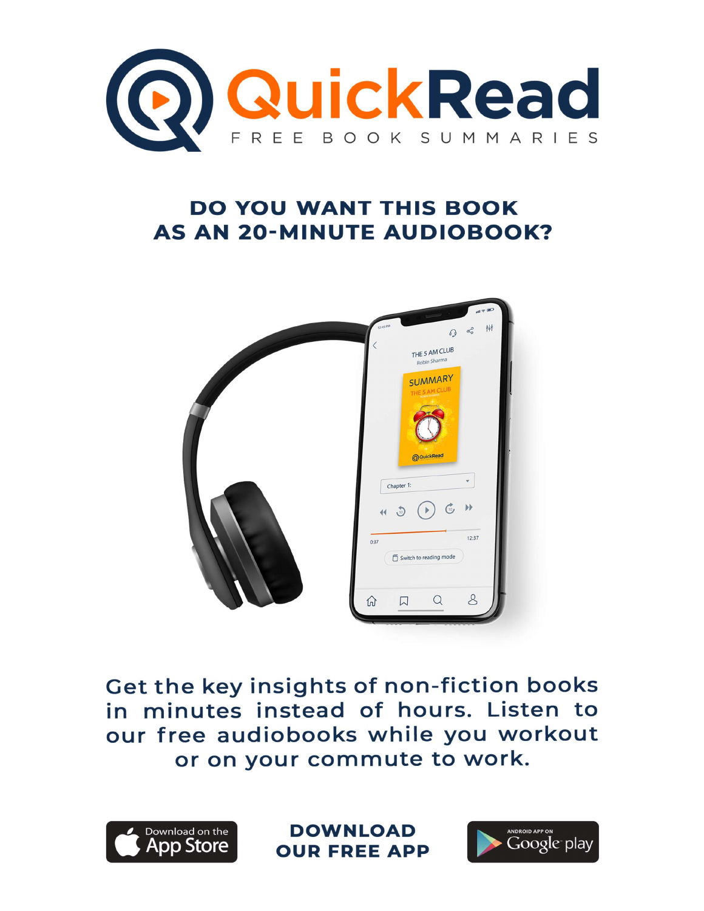# QuickRead

FREE BOOK SUMMARIES

## DO YOU WANT THIS BOOK AS AN 20-MINUTE AUDIOBOOK?

Get the key insights of non-fiction books in minutes instead of hours. Listen to our free audiobooks while you workout or on your commute to work.

Download on the App Store

**DOWNLOAD OUR FREE APP**

ANDROID APP ON Google play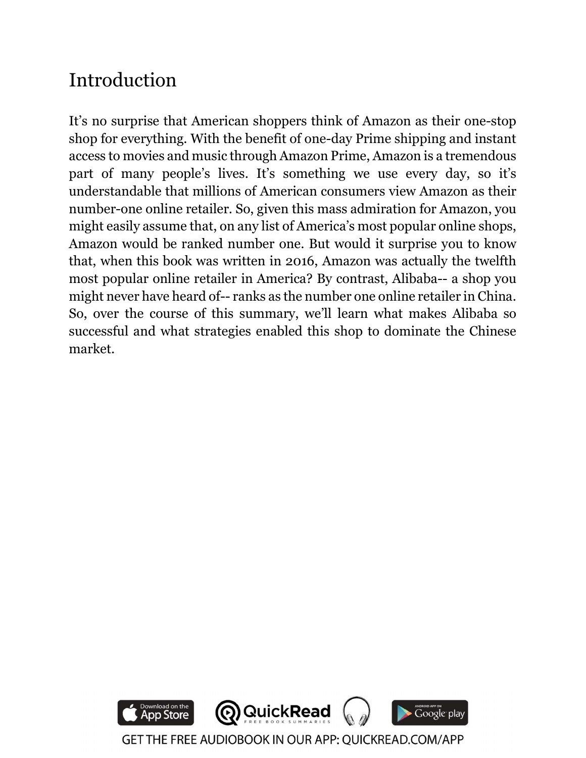# Introduction

It's no surprise that American shoppers think of Amazon as their one-stop shop for everything. With the benefit of one-day Prime shipping and instant access to movies and music through Amazon Prime, Amazon is a tremendous part of many people's lives. It's something we use every day, so it's understandable that millions of American consumers view Amazon as their number-one online retailer. So, given this mass admiration for Amazon, you might easily assume that, on any list of America's most popular online shops, Amazon would be ranked number one. But would it surprise you to know that, when this book was written in 2016, Amazon was actually the twelfth most popular online retailer in America? By contrast, Alibaba-- a shop you might never have heard of-- ranks as the number one online retailer in China. So, over the course of this summary, we'll learn what makes Alibaba so successful and what strategies enabled this shop to dominate the Chinese market.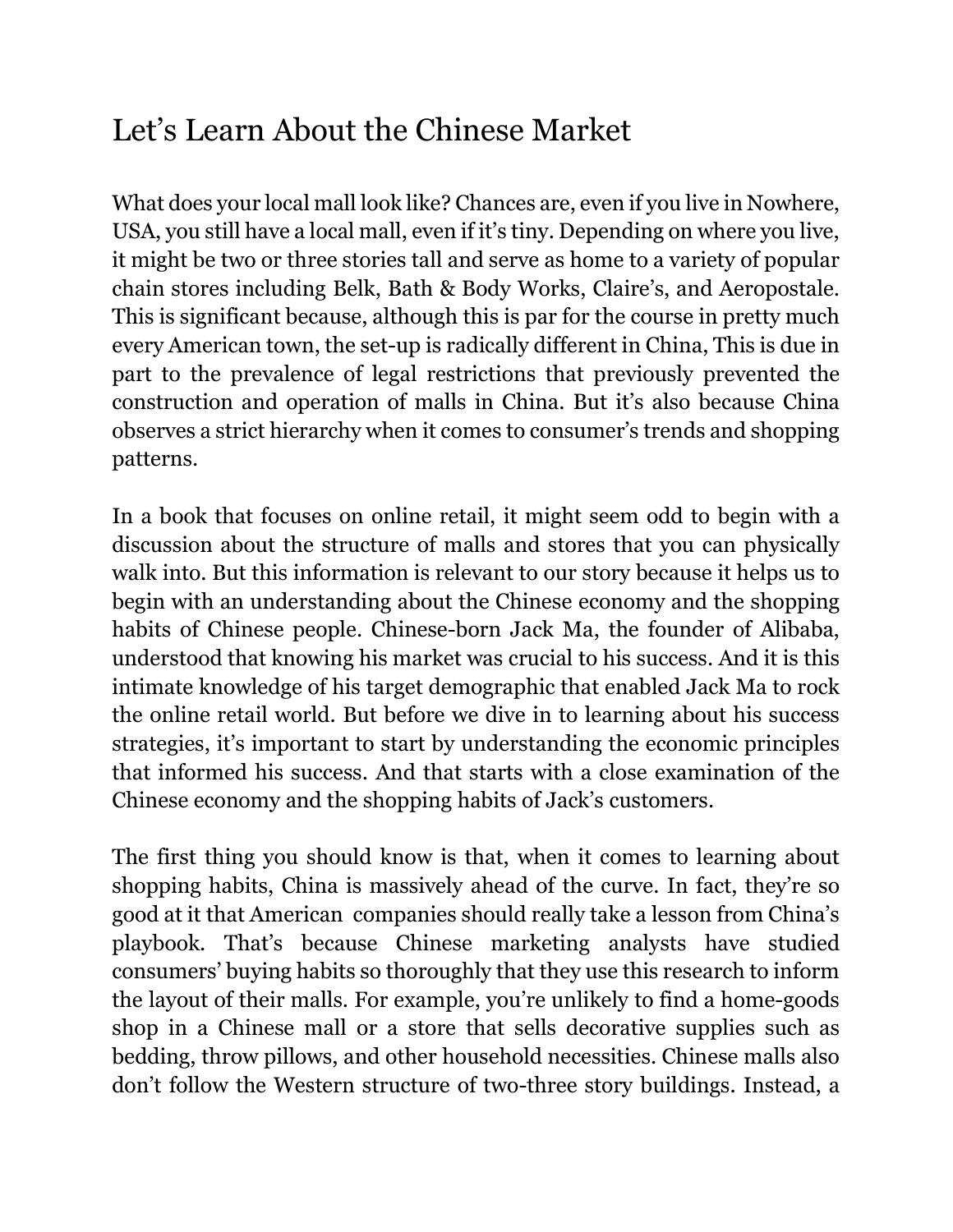# Let's Learn About the Chinese Market

What does your local mall look like? Chances are, even if you live in Nowhere, USA, you still have a local mall, even if it's tiny. Depending on where you live, it might be two or three stories tall and serve as home to a variety of popular chain stores including Belk, Bath & Body Works, Claire's, and Aeropostale. This is significant because, although this is par for the course in pretty much every American town, the set-up is radically different in China, This is due in part to the prevalence of legal restrictions that previously prevented the construction and operation of malls in China. But it's also because China observes a strict hierarchy when it comes to consumer's trends and shopping patterns.

In a book that focuses on online retail, it might seem odd to begin with a discussion about the structure of malls and stores that you can physically walk into. But this information is relevant to our story because it helps us to begin with an understanding about the Chinese economy and the shopping habits of Chinese people. Chinese-born Jack Ma, the founder of Alibaba, understood that knowing his market was crucial to his success. And it is this intimate knowledge of his target demographic that enabled Jack Ma to rock the online retail world. But before we dive in to learning about his success strategies, it's important to start by understanding the economic principles that informed his success. And that starts with a close examination of the Chinese economy and the shopping habits of Jack's customers.

The first thing you should know is that, when it comes to learning about shopping habits, China is massively ahead of the curve. In fact, they're so good at it that American companies should really take a lesson from China's playbook. That's because Chinese marketing analysts have studied consumers' buying habits so thoroughly that they use this research to inform the layout of their malls. For example, you're unlikely to find a home-goods shop in a Chinese mall or a store that sells decorative supplies such as bedding, throw pillows, and other household necessities. Chinese malls also don't follow the Western structure of two-three story buildings. Instead, a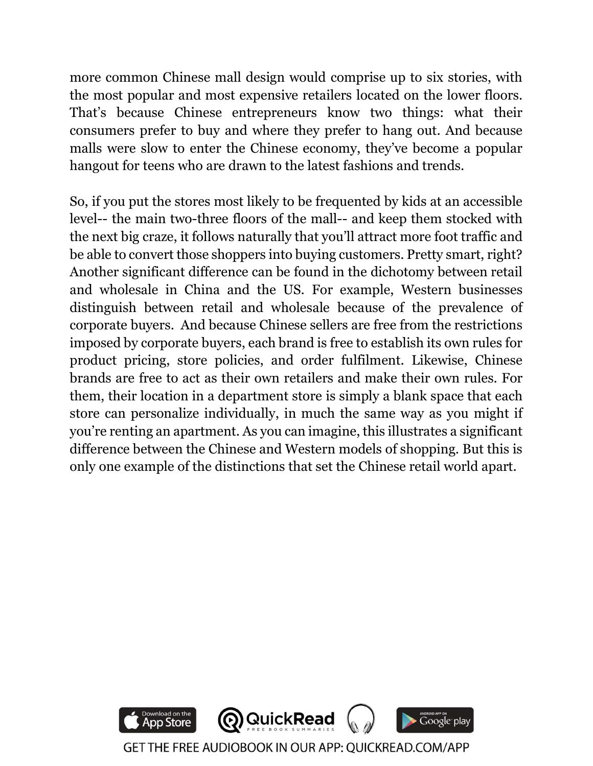more common Chinese mall design would comprise up to six stories, with the most popular and most expensive retailers located on the lower floors. That's because Chinese entrepreneurs know two things: what their consumers prefer to buy and where they prefer to hang out. And because malls were slow to enter the Chinese economy, they've become a popular hangout for teens who are drawn to the latest fashions and trends.

So, if you put the stores most likely to be frequented by kids at an accessible level-- the main two-three floors of the mall-- and keep them stocked with the next big craze, it follows naturally that you'll attract more foot traffic and be able to convert those shoppers into buying customers. Pretty smart, right? Another significant difference can be found in the dichotomy between retail and wholesale in China and the US. For example, Western businesses distinguish between retail and wholesale because of the prevalence of corporate buyers. And because Chinese sellers are free from the restrictions imposed by corporate buyers, each brand is free to establish its own rules for product pricing, store policies, and order fulfilment. Likewise, Chinese brands are free to act as their own retailers and make their own rules. For them, their location in a department store is simply a blank space that each store can personalize individually, in much the same way as you might if you're renting an apartment. As you can imagine, this illustrates a significant difference between the Chinese and Western models of shopping. But this is only one example of the distinctions that set the Chinese retail world apart.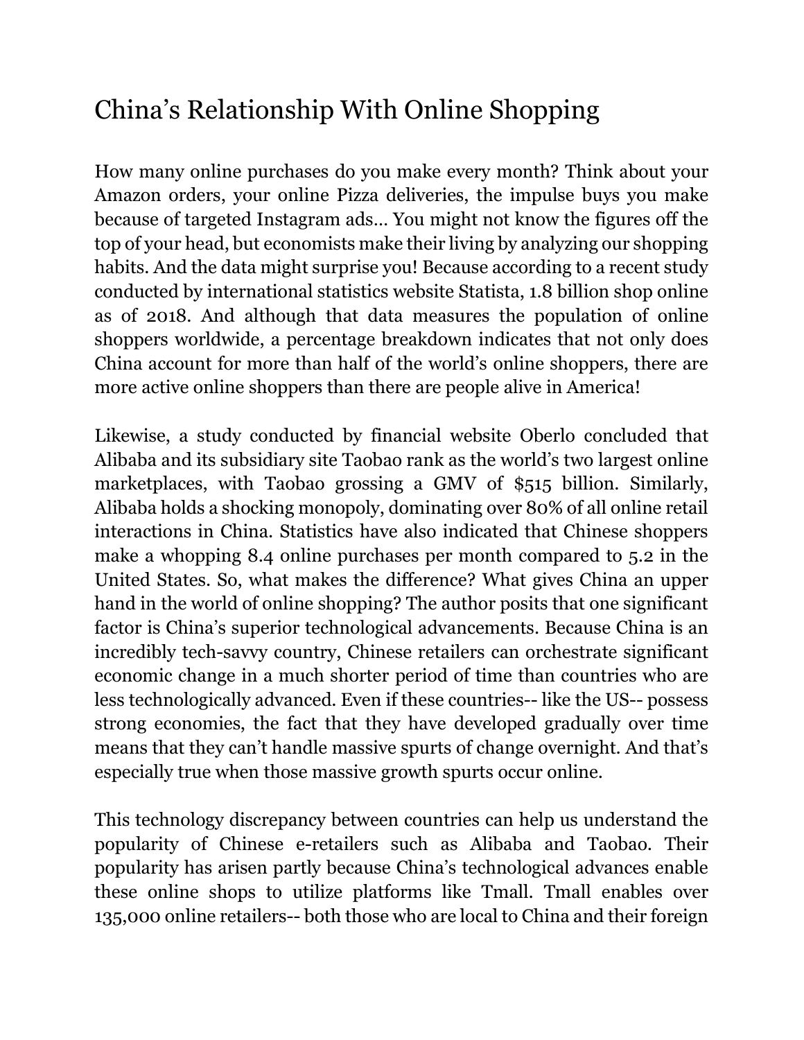# China's Relationship With Online Shopping

How many online purchases do you make every month? Think about your Amazon orders, your online Pizza deliveries, the impulse buys you make because of targeted Instagram ads… You might not know the figures off the top of your head, but economists make their living by analyzing our shopping habits. And the data might surprise you! Because according to a recent study conducted by international statistics website Statista, 1.8 billion shop online as of 2018. And although that data measures the population of online shoppers worldwide, a percentage breakdown indicates that not only does China account for more than half of the world's online shoppers, there are more active online shoppers than there are people alive in America!

Likewise, a study conducted by financial website Oberlo concluded that Alibaba and its subsidiary site Taobao rank as the world's two largest online marketplaces, with Taobao grossing a GMV of $515 billion. Similarly, Alibaba holds a shocking monopoly, dominating over 80% of all online retail interactions in China. Statistics have also indicated that Chinese shoppers make a whopping 8.4 online purchases per month compared to 5.2 in the United States. So, what makes the difference? What gives China an upper hand in the world of online shopping? The author posits that one significant factor is China's superior technological advancements. Because China is an incredibly tech-savvy country, Chinese retailers can orchestrate significant economic change in a much shorter period of time than countries who are less technologically advanced. Even if these countries-- like the US-- possess strong economies, the fact that they have developed gradually over time means that they can't handle massive spurts of change overnight. And that's especially true when those massive growth spurts occur online.

This technology discrepancy between countries can help us understand the popularity of Chinese e-retailers such as Alibaba and Taobao. Their popularity has arisen partly because China's technological advances enable these online shops to utilize platforms like Tmall. Tmall enables over 135,000 online retailers-- both those who are local to China and their foreign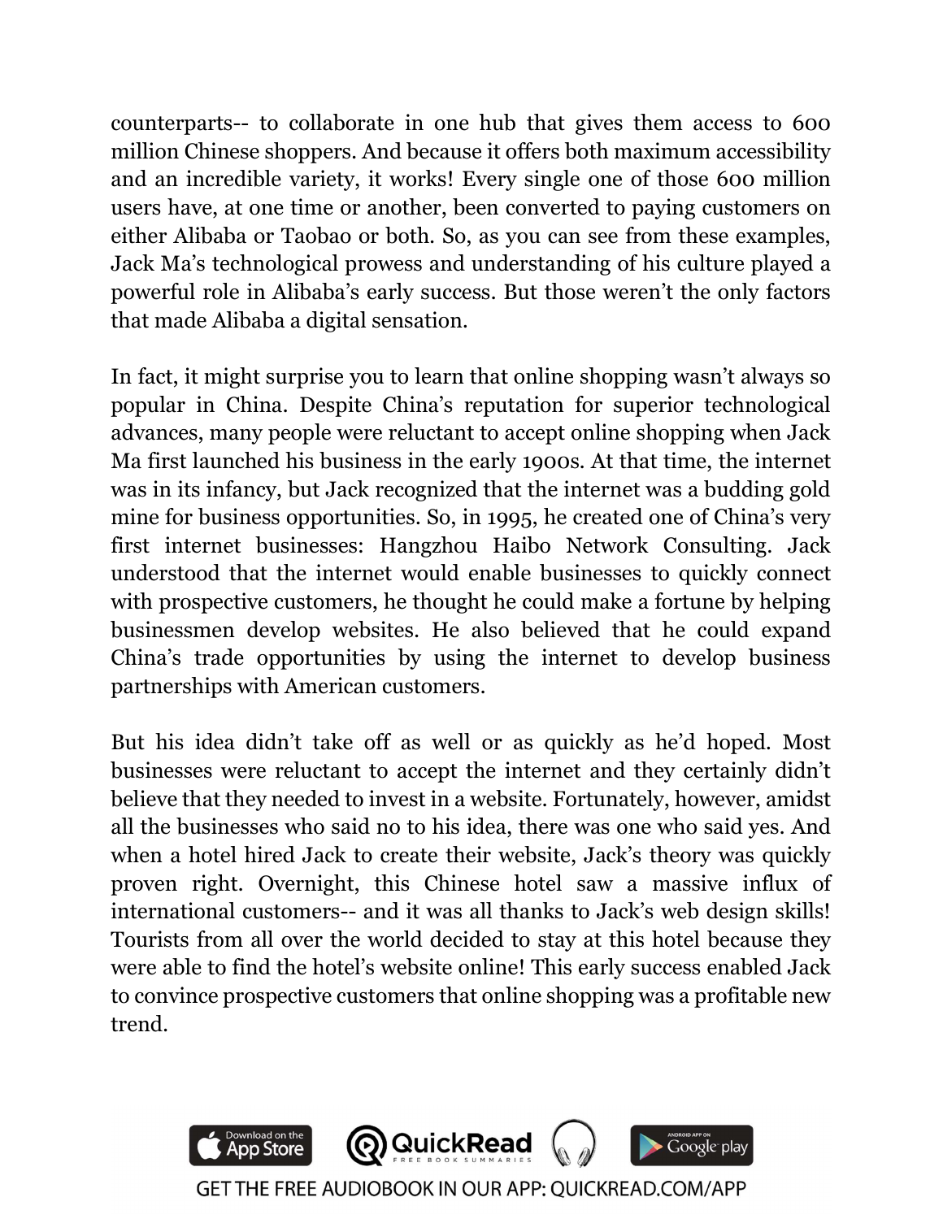counterparts-- to collaborate in one hub that gives them access to 600 million Chinese shoppers. And because it offers both maximum accessibility and an incredible variety, it works! Every single one of those 600 million users have, at one time or another, been converted to paying customers on either Alibaba or Taobao or both. So, as you can see from these examples, Jack Ma's technological prowess and understanding of his culture played a powerful role in Alibaba's early success. But those weren't the only factors that made Alibaba a digital sensation.

In fact, it might surprise you to learn that online shopping wasn't always so popular in China. Despite China's reputation for superior technological advances, many people were reluctant to accept online shopping when Jack Ma first launched his business in the early 1900s. At that time, the internet was in its infancy, but Jack recognized that the internet was a budding gold mine for business opportunities. So, in 1995, he created one of China's very first internet businesses: Hangzhou Haibo Network Consulting. Jack understood that the internet would enable businesses to quickly connect with prospective customers, he thought he could make a fortune by helping businessmen develop websites. He also believed that he could expand China's trade opportunities by using the internet to develop business partnerships with American customers.

But his idea didn't take off as well or as quickly as he'd hoped. Most businesses were reluctant to accept the internet and they certainly didn't believe that they needed to invest in a website. Fortunately, however, amidst all the businesses who said no to his idea, there was one who said yes. And when a hotel hired Jack to create their website, Jack's theory was quickly proven right. Overnight, this Chinese hotel saw a massive influx of international customers-- and it was all thanks to Jack's web design skills! Tourists from all over the world decided to stay at this hotel because they were able to find the hotel's website online! This early success enabled Jack to convince prospective customers that online shopping was a profitable new trend.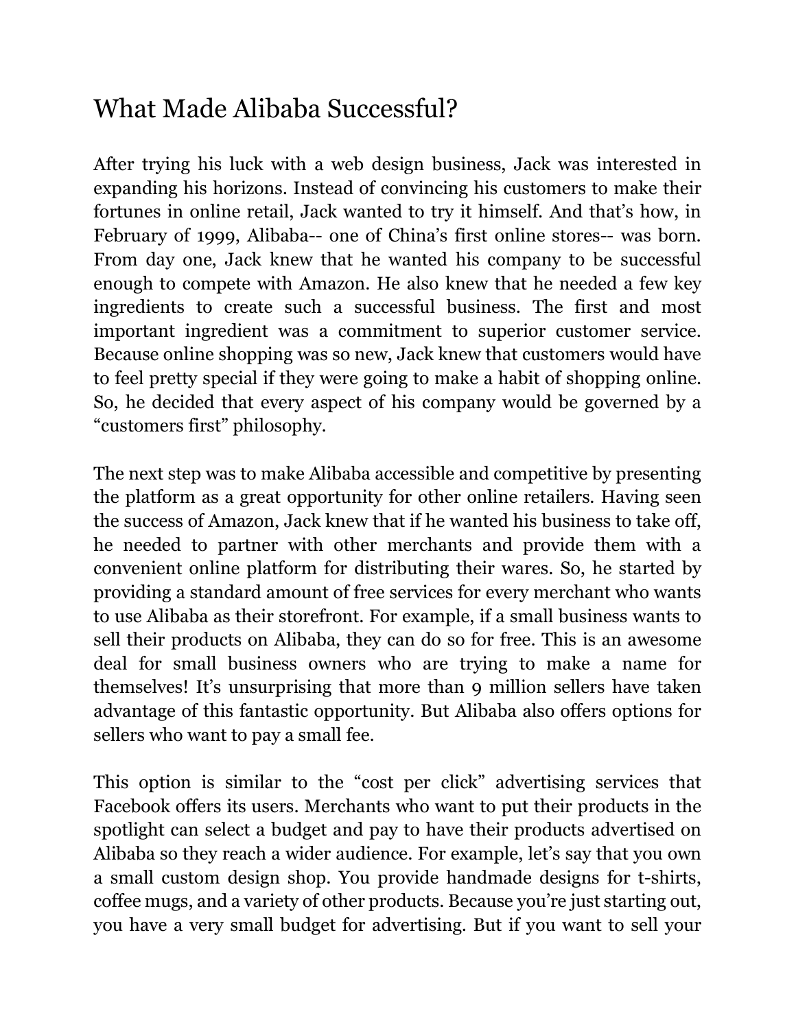## What Made Alibaba Successful?

After trying his luck with a web design business, Jack was interested in expanding his horizons. Instead of convincing his customers to make their fortunes in online retail, Jack wanted to try it himself. And that's how, in February of 1999, Alibaba-- one of China's first online stores-- was born. From day one, Jack knew that he wanted his company to be successful enough to compete with Amazon. He also knew that he needed a few key ingredients to create such a successful business. The first and most important ingredient was a commitment to superior customer service. Because online shopping was so new, Jack knew that customers would have to feel pretty special if they were going to make a habit of shopping online. So, he decided that every aspect of his company would be governed by a "customers first" philosophy.

The next step was to make Alibaba accessible and competitive by presenting the platform as a great opportunity for other online retailers. Having seen the success of Amazon, Jack knew that if he wanted his business to take off, he needed to partner with other merchants and provide them with a convenient online platform for distributing their wares. So, he started by providing a standard amount of free services for every merchant who wants to use Alibaba as their storefront. For example, if a small business wants to sell their products on Alibaba, they can do so for free. This is an awesome deal for small business owners who are trying to make a name for themselves! It's unsurprising that more than 9 million sellers have taken advantage of this fantastic opportunity. But Alibaba also offers options for sellers who want to pay a small fee.

This option is similar to the "cost per click" advertising services that Facebook offers its users. Merchants who want to put their products in the spotlight can select a budget and pay to have their products advertised on Alibaba so they reach a wider audience. For example, let's say that you own a small custom design shop. You provide handmade designs for t-shirts, coffee mugs, and a variety of other products. Because you're just starting out, you have a very small budget for advertising. But if you want to sell your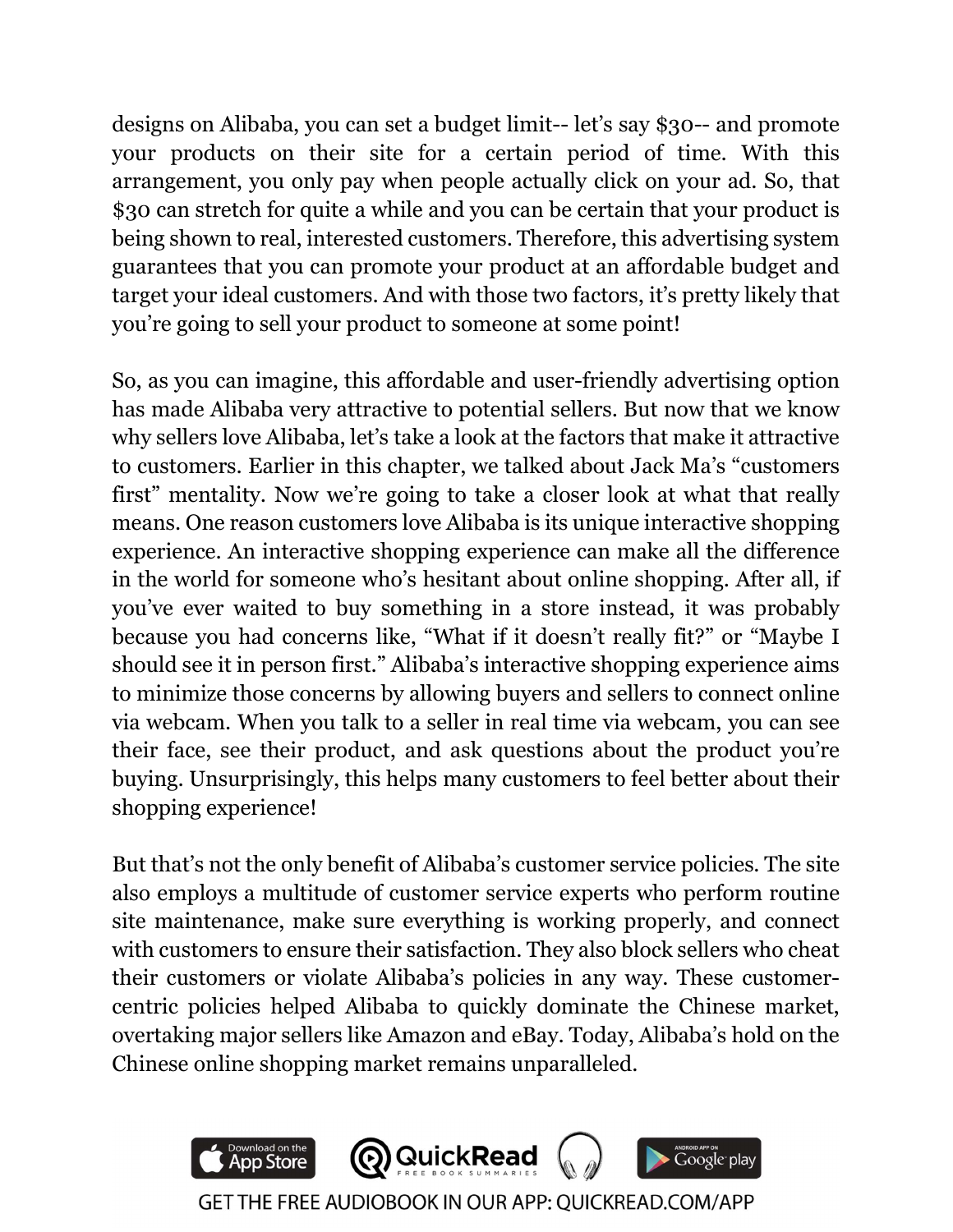designs on Alibaba, you can set a budget limit-- let's say $30-- and promote your products on their site for a certain period of time. With this arrangement, you only pay when people actually click on your ad. So, that $30 can stretch for quite a while and you can be certain that your product is being shown to real, interested customers. Therefore, this advertising system guarantees that you can promote your product at an affordable budget and target your ideal customers. And with those two factors, it's pretty likely that you're going to sell your product to someone at some point!

So, as you can imagine, this affordable and user-friendly advertising option has made Alibaba very attractive to potential sellers. But now that we know why sellers love Alibaba, let's take a look at the factors that make it attractive to customers. Earlier in this chapter, we talked about Jack Ma's "customers first" mentality. Now we're going to take a closer look at what that really means. One reason customers love Alibaba is its unique interactive shopping experience. An interactive shopping experience can make all the difference in the world for someone who's hesitant about online shopping. After all, if you've ever waited to buy something in a store instead, it was probably because you had concerns like, "What if it doesn't really fit?" or "Maybe I should see it in person first." Alibaba's interactive shopping experience aims to minimize those concerns by allowing buyers and sellers to connect online via webcam. When you talk to a seller in real time via webcam, you can see their face, see their product, and ask questions about the product you're buying. Unsurprisingly, this helps many customers to feel better about their shopping experience!

But that's not the only benefit of Alibaba's customer service policies. The site also employs a multitude of customer service experts who perform routine site maintenance, make sure everything is working properly, and connect with customers to ensure their satisfaction. They also block sellers who cheat their customers or violate Alibaba's policies in any way. These customer-centric policies helped Alibaba to quickly dominate the Chinese market, overtaking major sellers like Amazon and eBay. Today, Alibaba's hold on the Chinese online shopping market remains unparalleled.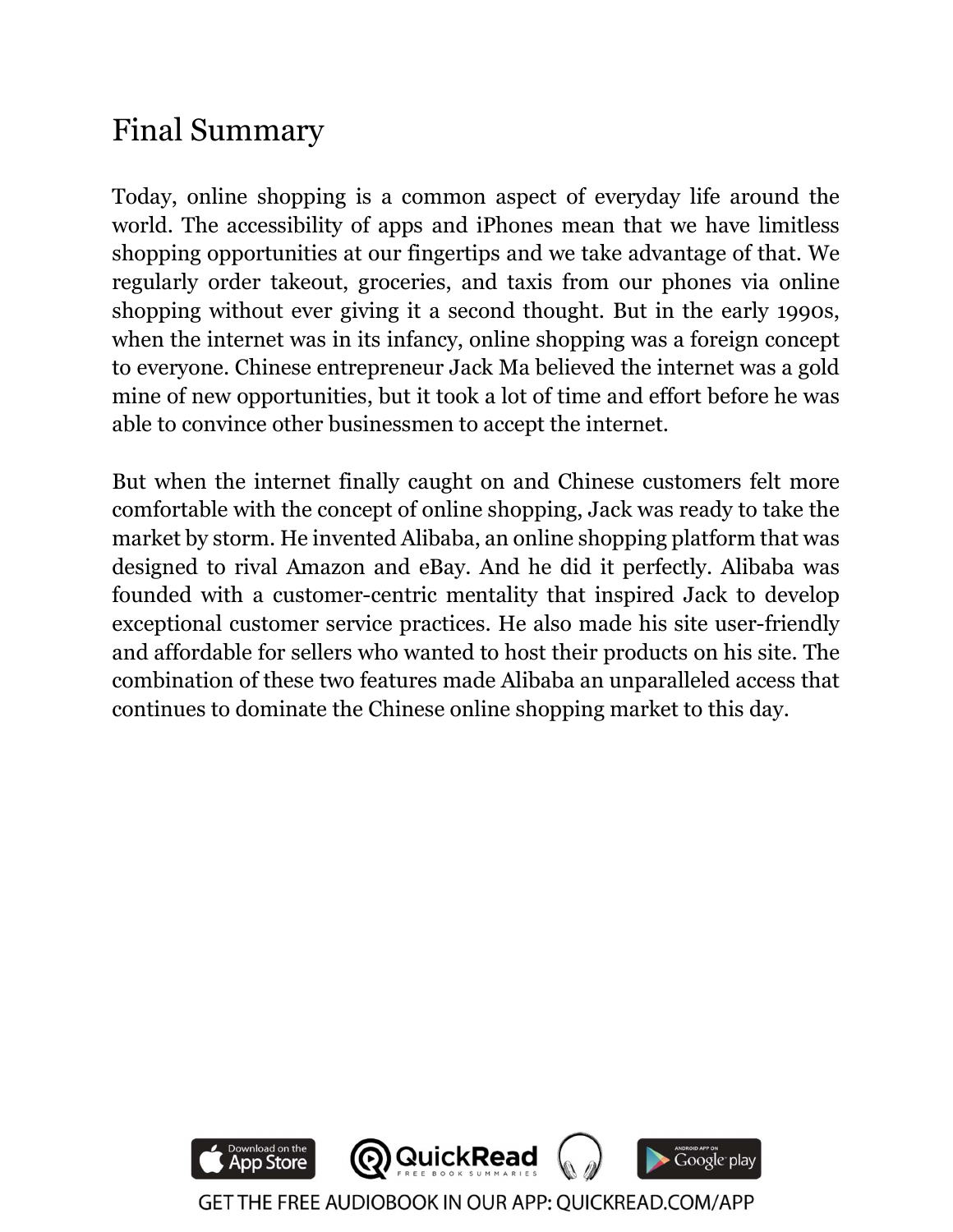# Final Summary

Today, online shopping is a common aspect of everyday life around the world. The accessibility of apps and iPhones mean that we have limitless shopping opportunities at our fingertips and we take advantage of that. We regularly order takeout, groceries, and taxis from our phones via online shopping without ever giving it a second thought. But in the early 1990s, when the internet was in its infancy, online shopping was a foreign concept to everyone. Chinese entrepreneur Jack Ma believed the internet was a gold mine of new opportunities, but it took a lot of time and effort before he was able to convince other businessmen to accept the internet.

But when the internet finally caught on and Chinese customers felt more comfortable with the concept of online shopping, Jack was ready to take the market by storm. He invented Alibaba, an online shopping platform that was designed to rival Amazon and eBay. And he did it perfectly. Alibaba was founded with a customer-centric mentality that inspired Jack to develop exceptional customer service practices. He also made his site user-friendly and affordable for sellers who wanted to host their products on his site. The combination of these two features made Alibaba an unparalleled access that continues to dominate the Chinese online shopping market to this day.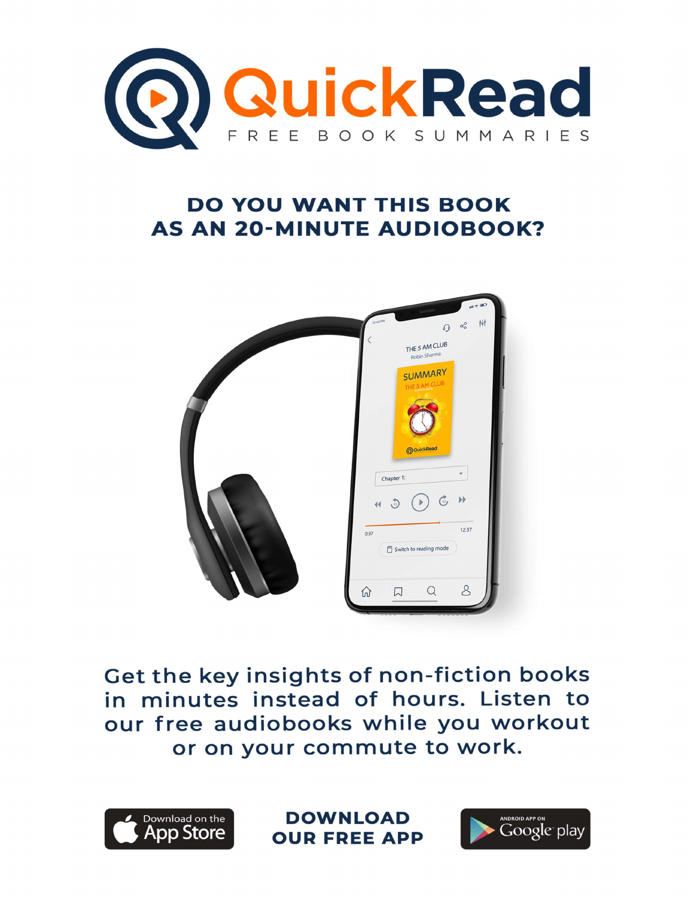# QuickRead

FREE BOOK SUMMARIES

## DO YOU WANT THIS BOOK AS AN 20-MINUTE AUDIOBOOK?

Get the key insights of non-fiction books in minutes instead of hours. Listen to our free audiobooks while you workout or on your commute to work.

Download on the App Store

**DOWNLOAD OUR FREE APP**

ANDROID APP ON Google play